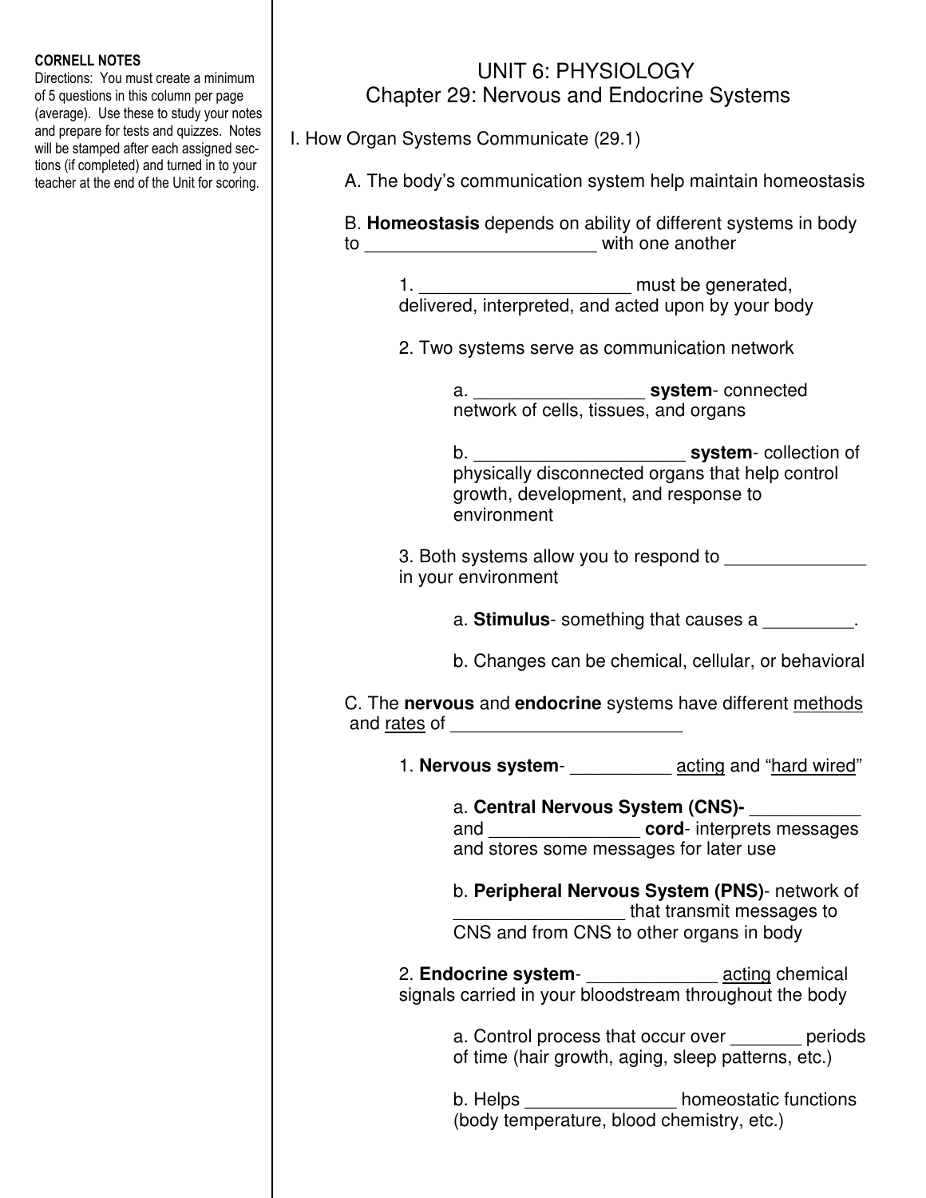**CORNELL NOTES**

Directions: You must create a minimum of 5 questions in this column per page (average). Use these to study your notes and prepare for tests and quizzes. Notes will be stamped after each assigned sections (if completed) and turned in to your teacher at the end of the Unit for scoring.

# UNIT 6: PHYSIOLOGY
## Chapter 29: Nervous and Endocrine Systems

I. How Organ Systems Communicate (29.1)

A. The body's communication system help maintain homeostasis

B. **Homeostasis** depends on ability of different systems in body to _______________________ with one another

1. ____________________ must be generated, delivered, interpreted, and acted upon by your body

2. Two systems serve as communication network

a. ________________ **system**- connected network of cells, tissues, and organs

b. ____________________ **system**- collection of physically disconnected organs that help control growth, development, and response to environment

3. Both systems allow you to respond to _____________ in your environment

a. **Stimulus**- something that causes a _________.

b. Changes can be chemical, cellular, or behavioral

C. The **nervous** and **endocrine** systems have different <u>methods</u> and <u>rates</u> of _______________________

1. **Nervous system**- __________ <u>acting</u> and "<u>hard wired</u>"

a. **Central Nervous System (CNS)-** ___________ and ______________ **cord**- interprets messages and stores some messages for later use

b. **Peripheral Nervous System (PNS)**- network of ________________ that transmit messages to CNS and from CNS to other organs in body

2. **Endocrine system**- _____________ <u>acting</u> chemical signals carried in your bloodstream throughout the body

a. Control process that occur over _______ periods of time (hair growth, aging, sleep patterns, etc.)

b. Helps _______________ homeostatic functions (body temperature, blood chemistry, etc.)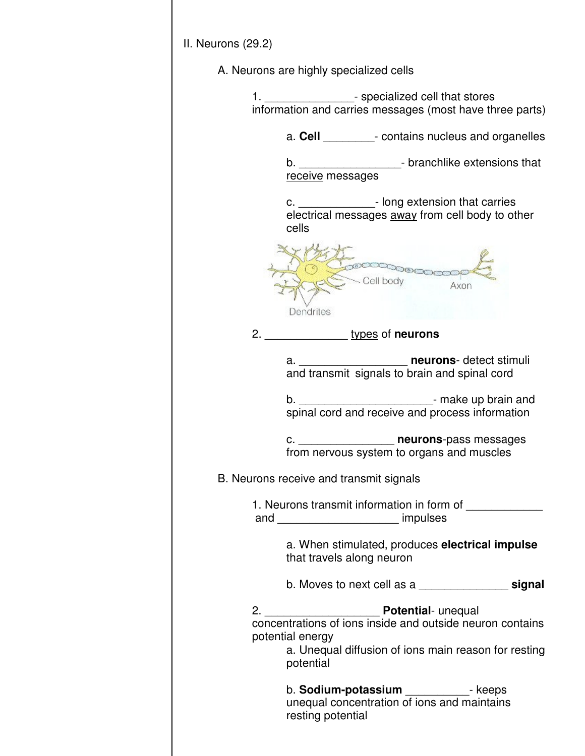II. Neurons (29.2)

A. Neurons are highly specialized cells

1. ______________- specialized cell that stores information and carries messages (most have three parts)

a. **Cell** ________- contains nucleus and organelles

b. ________________- branchlike extensions that receive messages

c. ____________- long extension that carries electrical messages away from cell body to other cells

Cell body

Axon

Dendrites

2. _____________ types of **neurons**

a. _________________ **neurons**- detect stimuli and transmit signals to brain and spinal cord

b. _____________________- make up brain and spinal cord and receive and process information

c. _______________ **neurons**-pass messages from nervous system to organs and muscles

B. Neurons receive and transmit signals

1. Neurons transmit information in form of ____________ and ___________________ impulses

a. When stimulated, produces **electrical impulse** that travels along neuron

b. Moves to next cell as a ______________ **signal**

2. __________________ **Potential**- unequal concentrations of ions inside and outside neuron contains potential energy

a. Unequal diffusion of ions main reason for resting potential

b. **Sodium-potassium** __________- keeps unequal concentration of ions and maintains resting potential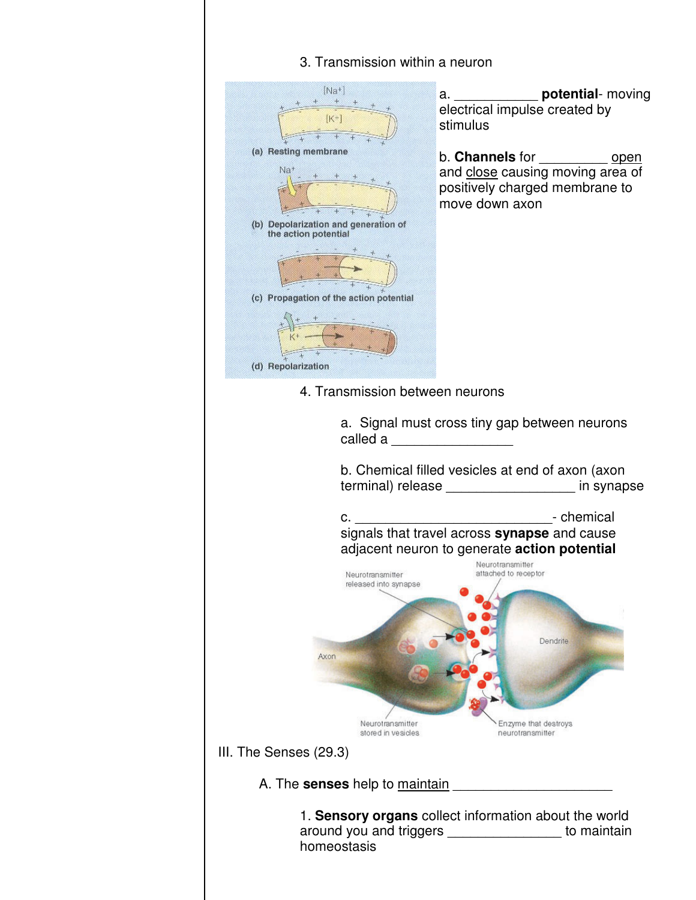3. Transmission within a neuron

a. ___________ **potential**- moving electrical impulse created by stimulus

b. **Channels** for _________ open and close causing moving area of positively charged membrane to move down axon

4. Transmission between neurons

a. Signal must cross tiny gap between neurons called a ________________

b. Chemical filled vesicles at end of axon (axon terminal) release _________________ in synapse

c. __________________________- chemical signals that travel across **synapse** and cause adjacent neuron to generate **action potential**

III. The Senses (29.3)

A. The **senses** help to maintain _____________________

1. **Sensory organs** collect information about the world around you and triggers _______________ to maintain homeostasis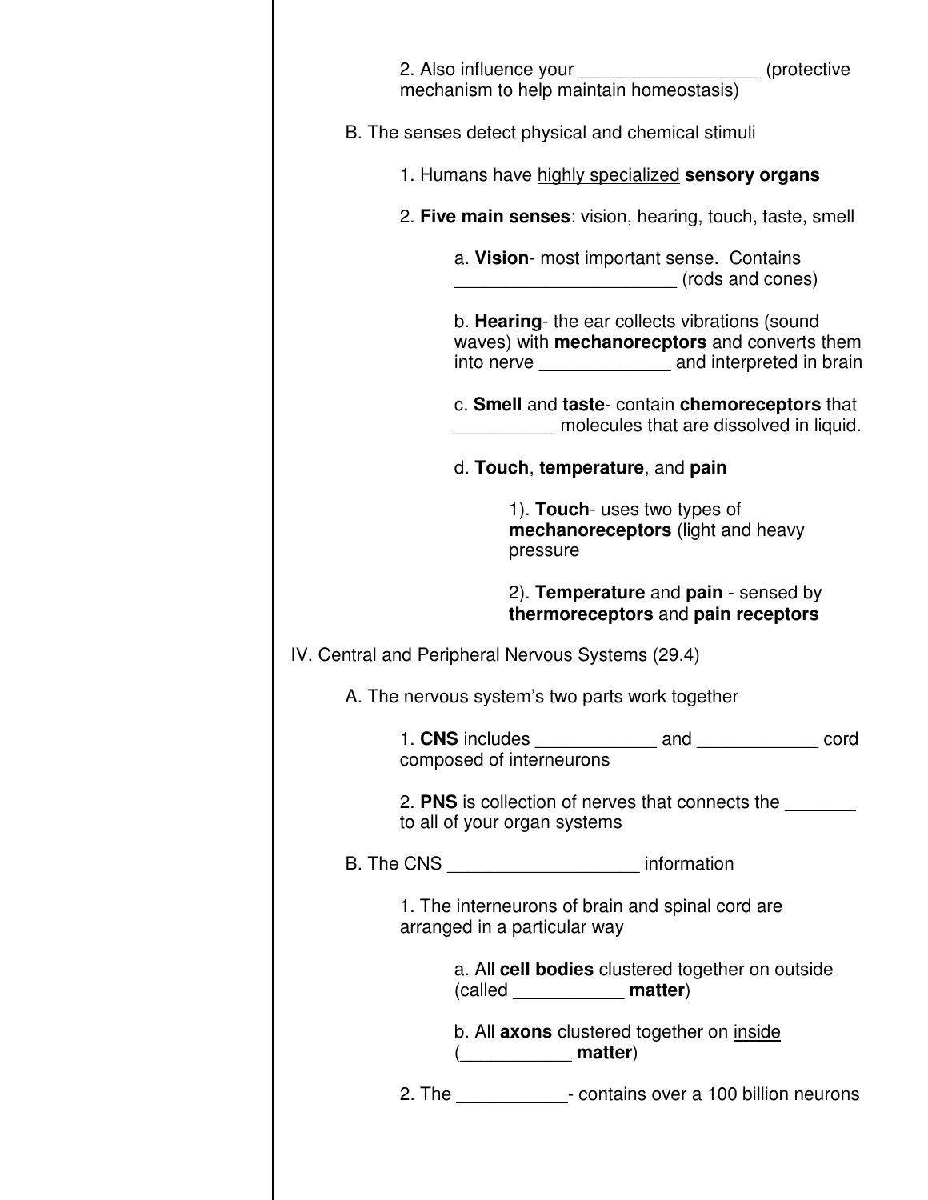2. Also influence your __________________ (protective mechanism to help maintain homeostasis)

B. The senses detect physical and chemical stimuli

1. Humans have <u>highly specialized</u> **sensory organs**

2. **Five main senses**: vision, hearing, touch, taste, smell

a. **Vision**- most important sense. Contains ______________________ (rods and cones)

b. **Hearing**- the ear collects vibrations (sound waves) with **mechanorecptors** and converts them into nerve _____________ and interpreted in brain

c. **Smell** and **taste**- contain **chemoreceptors** that __________ molecules that are dissolved in liquid.

d. **Touch**, **temperature**, and **pain**

1). **Touch**- uses two types of **mechanoreceptors** (light and heavy pressure

2). **Temperature** and **pain** - sensed by **thermoreceptors** and **pain receptors**

IV. Central and Peripheral Nervous Systems (29.4)

A. The nervous system's two parts work together

1. **CNS** includes ____________ and ____________ cord composed of interneurons

2. **PNS** is collection of nerves that connects the _______ to all of your organ systems

B. The CNS ___________________ information

1. The interneurons of brain and spinal cord are arranged in a particular way

a. All **cell bodies** clustered together on <u>outside</u> (called ___________ **matter**)

b. All **axons** clustered together on <u>inside</u> (___________ **matter**)

2. The ___________- contains over a 100 billion neurons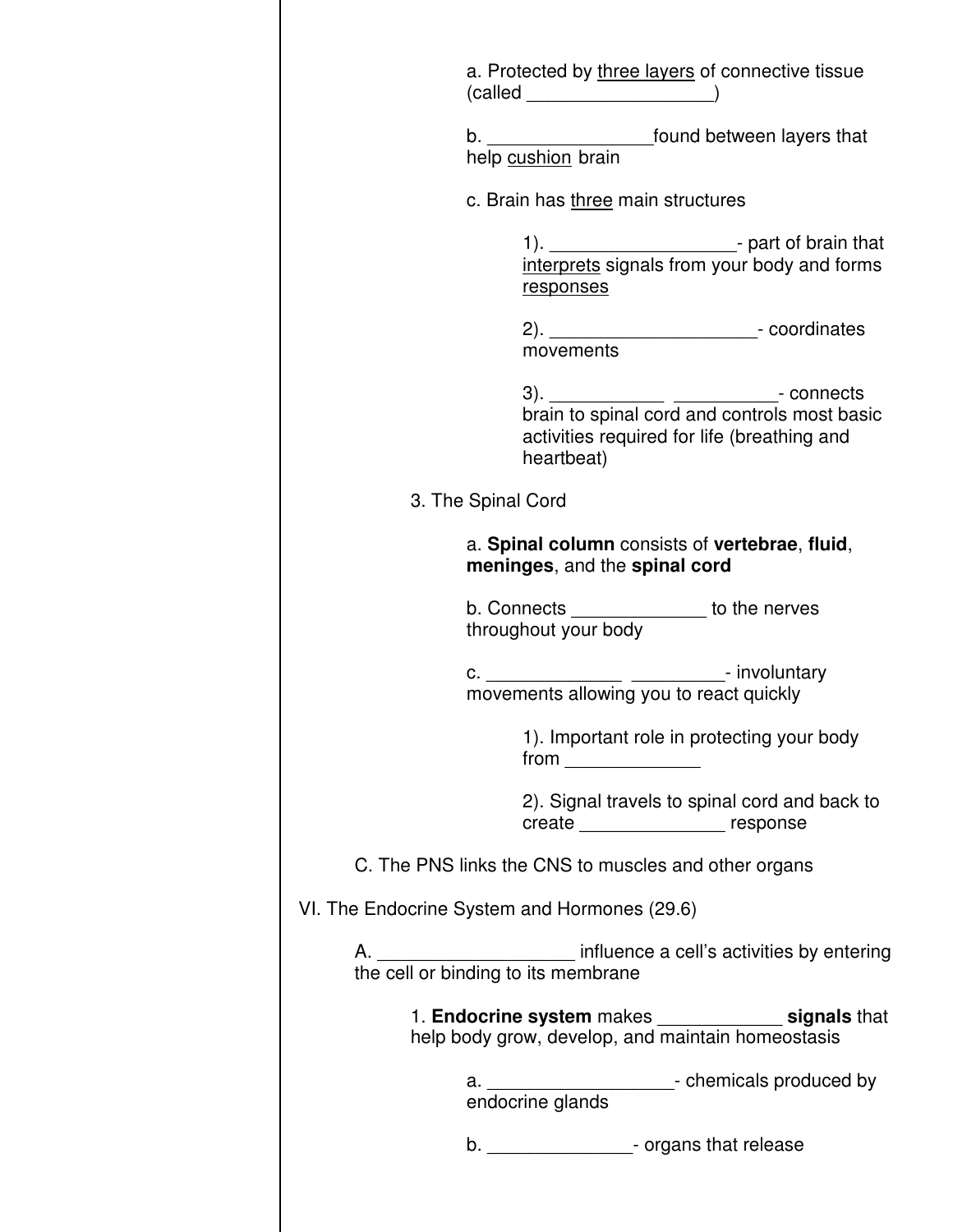a. Protected by <u>three layers</u> of connective tissue (called __________________)

b. ________________found between layers that help <u>cushion</u> brain

c. Brain has <u>three</u> main structures

1). __________________- part of brain that <u>interprets</u> signals from your body and forms <u>responses</u>

2). ____________________- coordinates movements

3). ___________ __________- connects brain to spinal cord and controls most basic activities required for life (breathing and heartbeat)

3. The Spinal Cord

a. **Spinal column** consists of **vertebrae**, **fluid**, **meninges**, and the **spinal cord**

b. Connects _____________ to the nerves throughout your body

c. _____________ _________- involuntary movements allowing you to react quickly

1). Important role in protecting your body from _____________

2). Signal travels to spinal cord and back to create ______________ response

C. The PNS links the CNS to muscles and other organs

VI. The Endocrine System and Hormones (29.6)

A. ___________________ influence a cell's activities by entering the cell or binding to its membrane

1. **Endocrine system** makes ____________ **signals** that help body grow, develop, and maintain homeostasis

a. __________________- chemicals produced by endocrine glands

b. ______________- organs that release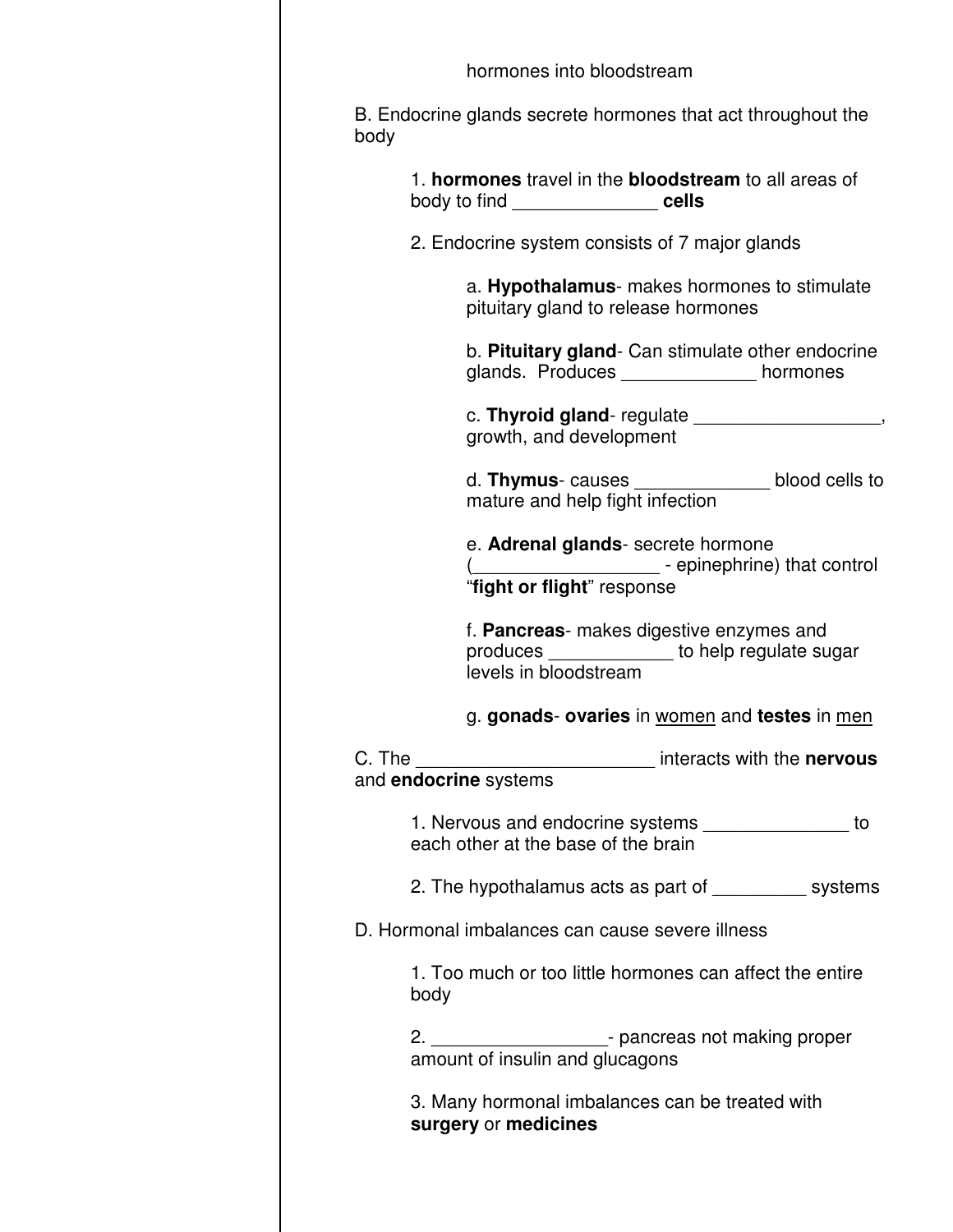hormones into bloodstream

B. Endocrine glands secrete hormones that act throughout the body

1. **hormones** travel in the **bloodstream** to all areas of body to find ______________ **cells**

2. Endocrine system consists of 7 major glands

a. **Hypothalamus**- makes hormones to stimulate pituitary gland to release hormones

b. **Pituitary gland**- Can stimulate other endocrine glands. Produces _____________ hormones

c. **Thyroid gland**- regulate __________________, growth, and development

d. **Thymus**- causes _____________ blood cells to mature and help fight infection

e. **Adrenal glands**- secrete hormone (__________________ - epinephrine) that control "**fight or flight**" response

f. **Pancreas**- makes digestive enzymes and produces ____________ to help regulate sugar levels in bloodstream

g. **gonads**- **ovaries** in <u>women</u> and **testes** in <u>men</u>

C. The _______________________ interacts with the **nervous** and **endocrine** systems

1. Nervous and endocrine systems ______________ to each other at the base of the brain

2. The hypothalamus acts as part of _________ systems

D. Hormonal imbalances can cause severe illness

1. Too much or too little hormones can affect the entire body

2. _________________- pancreas not making proper amount of insulin and glucagons

3. Many hormonal imbalances can be treated with **surgery** or **medicines**